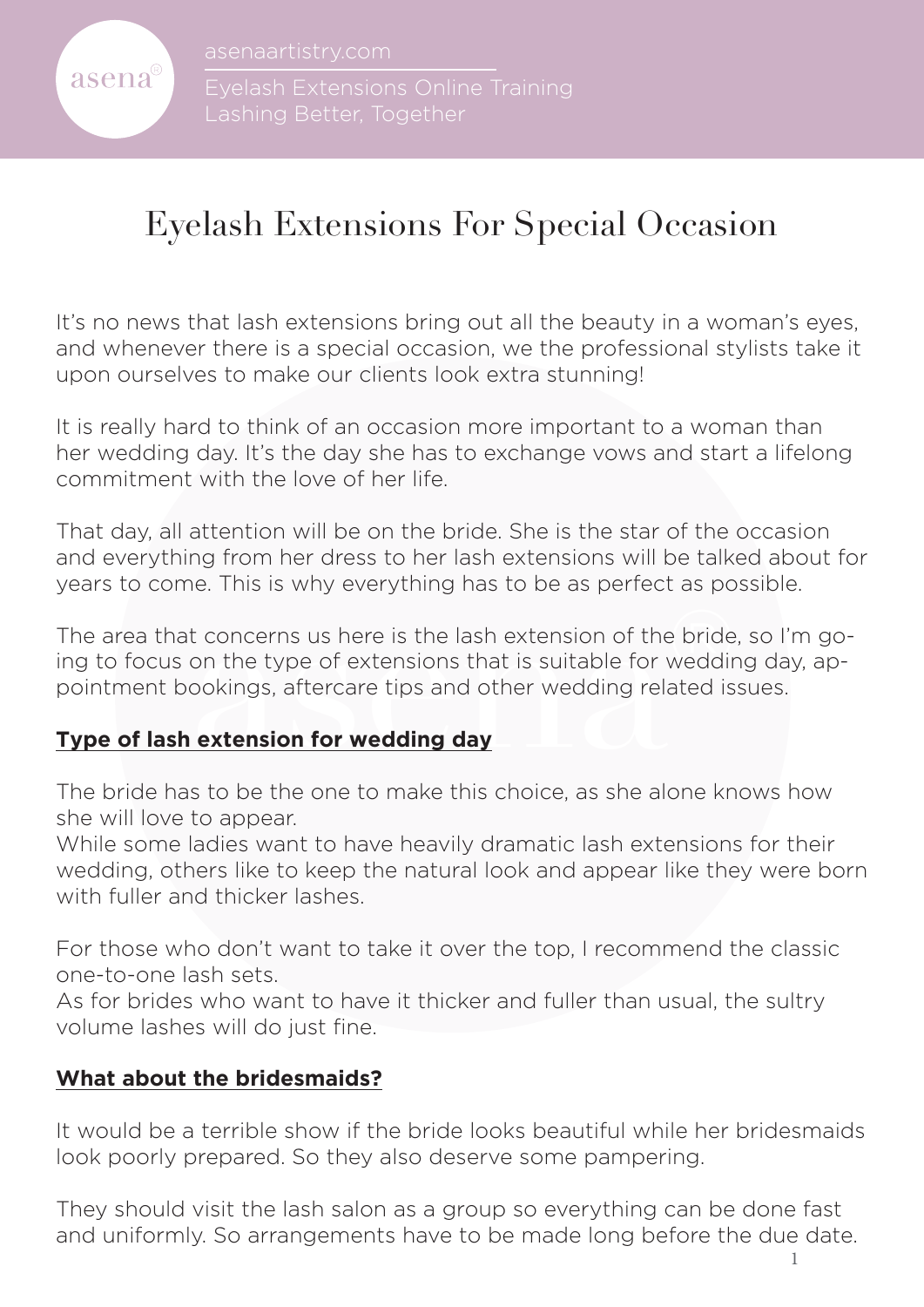# Eyelash Extensions For Special Occasion

It's no news that lash extensions bring out all the beauty in a woman's eyes, and whenever there is a special occasion, we the professional stylists take it upon ourselves to make our clients look extra stunning!

It is really hard to think of an occasion more important to a woman than her wedding day. It's the day she has to exchange vows and start a lifelong commitment with the love of her life.

That day, all attention will be on the bride. She is the star of the occasion and everything from her dress to her lash extensions will be talked about for years to come. This is why everything has to be as perfect as possible.

The area that concerns us here is the lash extension of the bride, so I'm going to focus on the type of extensions that is suitable for wedding day, appointment bookings, aftercare tips and other wedding related issues.

## Type of lash extension for wedding day

The bride has to be the one to make this choice, as she alone knows how she will love to appear.
While some ladies want to have heavily dramatic lash extensions for their wedding, others like to keep the natural look and appear like they were born with fuller and thicker lashes.

For those who don't want to take it over the top, I recommend the classic one-to-one lash sets.
As for brides who want to have it thicker and fuller than usual, the sultry volume lashes will do just fine.

## What about the bridesmaids?

It would be a terrible show if the bride looks beautiful while her bridesmaids look poorly prepared. So they also deserve some pampering.

They should visit the lash salon as a group so everything can be done fast and uniformly. So arrangements have to be made long before the due date.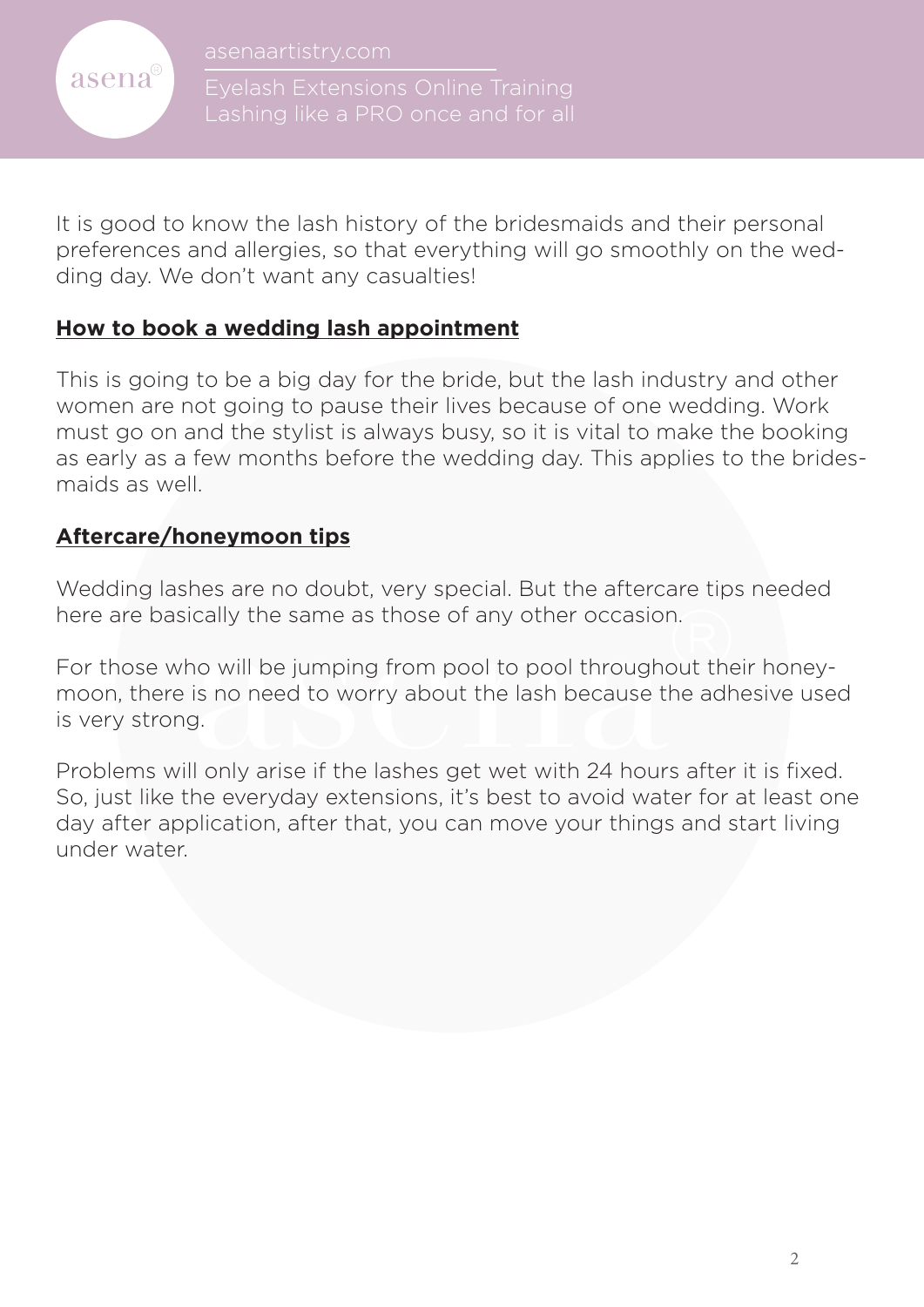It is good to know the lash history of the bridesmaids and their personal preferences and allergies, so that everything will go smoothly on the wedding day. We don't want any casualties!

## How to book a wedding lash appointment

This is going to be a big day for the bride, but the lash industry and other women are not going to pause their lives because of one wedding. Work must go on and the stylist is always busy, so it is vital to make the booking as early as a few months before the wedding day. This applies to the bridesmaids as well.

## Aftercare/honeymoon tips

Wedding lashes are no doubt, very special. But the aftercare tips needed here are basically the same as those of any other occasion.

For those who will be jumping from pool to pool throughout their honeymoon, there is no need to worry about the lash because the adhesive used is very strong.

Problems will only arise if the lashes get wet with 24 hours after it is fixed. So, just like the everyday extensions, it's best to avoid water for at least one day after application, after that, you can move your things and start living under water.